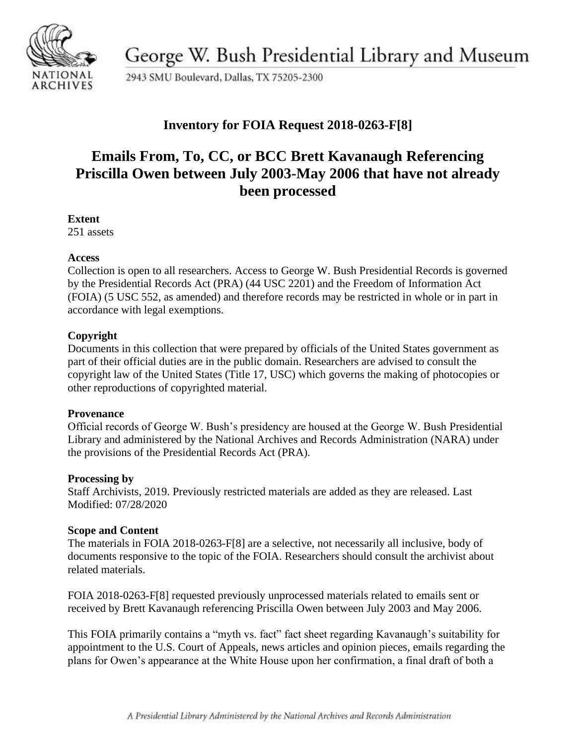George W. Bush Presidential Library and Museum

2943 SMU Boulevard, Dallas, TX 75205-2300

## Inventory for FOIA Request 2018-0263-F[8]

# Emails From, To, CC, or BCC Brett Kavanaugh Referencing Priscilla Owen between July 2003-May 2006 that have not already been processed

**Extent**
251 assets

**Access**
Collection is open to all researchers. Access to George W. Bush Presidential Records is governed by the Presidential Records Act (PRA) (44 USC 2201) and the Freedom of Information Act (FOIA) (5 USC 552, as amended) and therefore records may be restricted in whole or in part in accordance with legal exemptions.

**Copyright**
Documents in this collection that were prepared by officials of the United States government as part of their official duties are in the public domain. Researchers are advised to consult the copyright law of the United States (Title 17, USC) which governs the making of photocopies or other reproductions of copyrighted material.

**Provenance**
Official records of George W. Bush's presidency are housed at the George W. Bush Presidential Library and administered by the National Archives and Records Administration (NARA) under the provisions of the Presidential Records Act (PRA).

**Processing by**
Staff Archivists, 2019. Previously restricted materials are added as they are released. Last Modified: 07/28/2020

**Scope and Content**
The materials in FOIA 2018-0263-F[8] are a selective, not necessarily all inclusive, body of documents responsive to the topic of the FOIA. Researchers should consult the archivist about related materials.

FOIA 2018-0263-F[8] requested previously unprocessed materials related to emails sent or received by Brett Kavanaugh referencing Priscilla Owen between July 2003 and May 2006.

This FOIA primarily contains a "myth vs. fact" fact sheet regarding Kavanaugh's suitability for appointment to the U.S. Court of Appeals, news articles and opinion pieces, emails regarding the plans for Owen's appearance at the White House upon her confirmation, a final draft of both a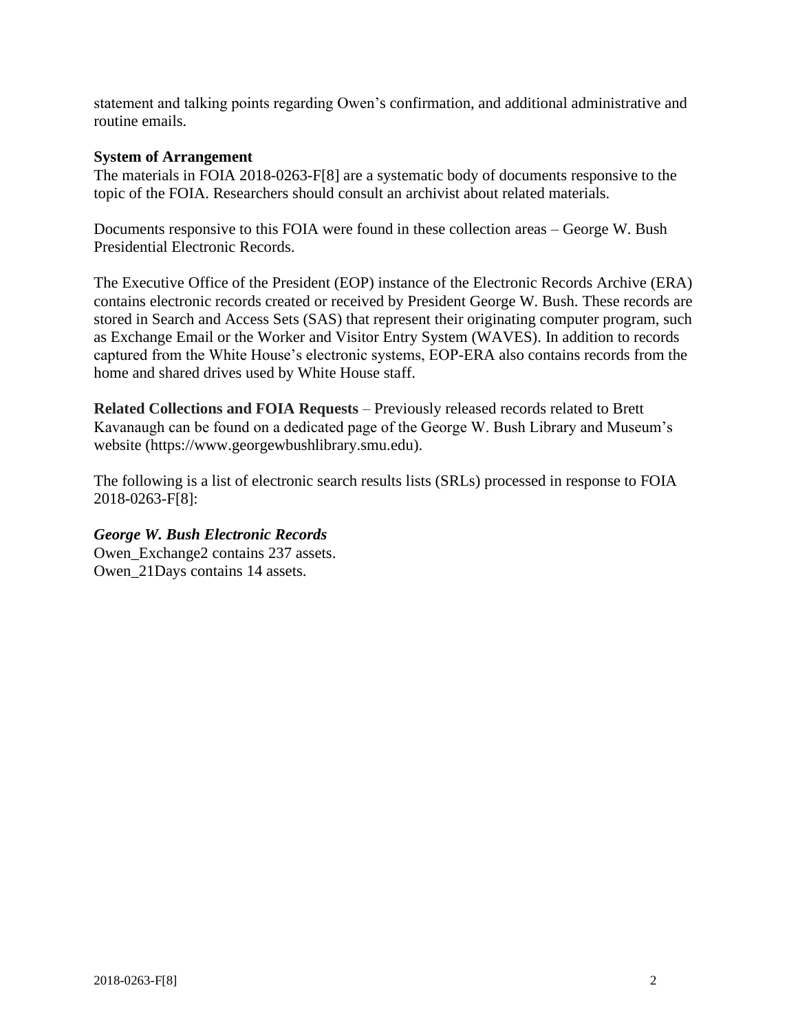statement and talking points regarding Owen's confirmation, and additional administrative and routine emails.

**System of Arrangement**
The materials in FOIA 2018-0263-F[8] are a systematic body of documents responsive to the topic of the FOIA. Researchers should consult an archivist about related materials.

Documents responsive to this FOIA were found in these collection areas – George W. Bush Presidential Electronic Records.

The Executive Office of the President (EOP) instance of the Electronic Records Archive (ERA) contains electronic records created or received by President George W. Bush. These records are stored in Search and Access Sets (SAS) that represent their originating computer program, such as Exchange Email or the Worker and Visitor Entry System (WAVES). In addition to records captured from the White House's electronic systems, EOP-ERA also contains records from the home and shared drives used by White House staff.

**Related Collections and FOIA Requests** – Previously released records related to Brett Kavanaugh can be found on a dedicated page of the George W. Bush Library and Museum's website (https://www.georgewbushlibrary.smu.edu).

The following is a list of electronic search results lists (SRLs) processed in response to FOIA 2018-0263-F[8]:

***George W. Bush Electronic Records***
Owen_Exchange2 contains 237 assets.
Owen_21Days contains 14 assets.